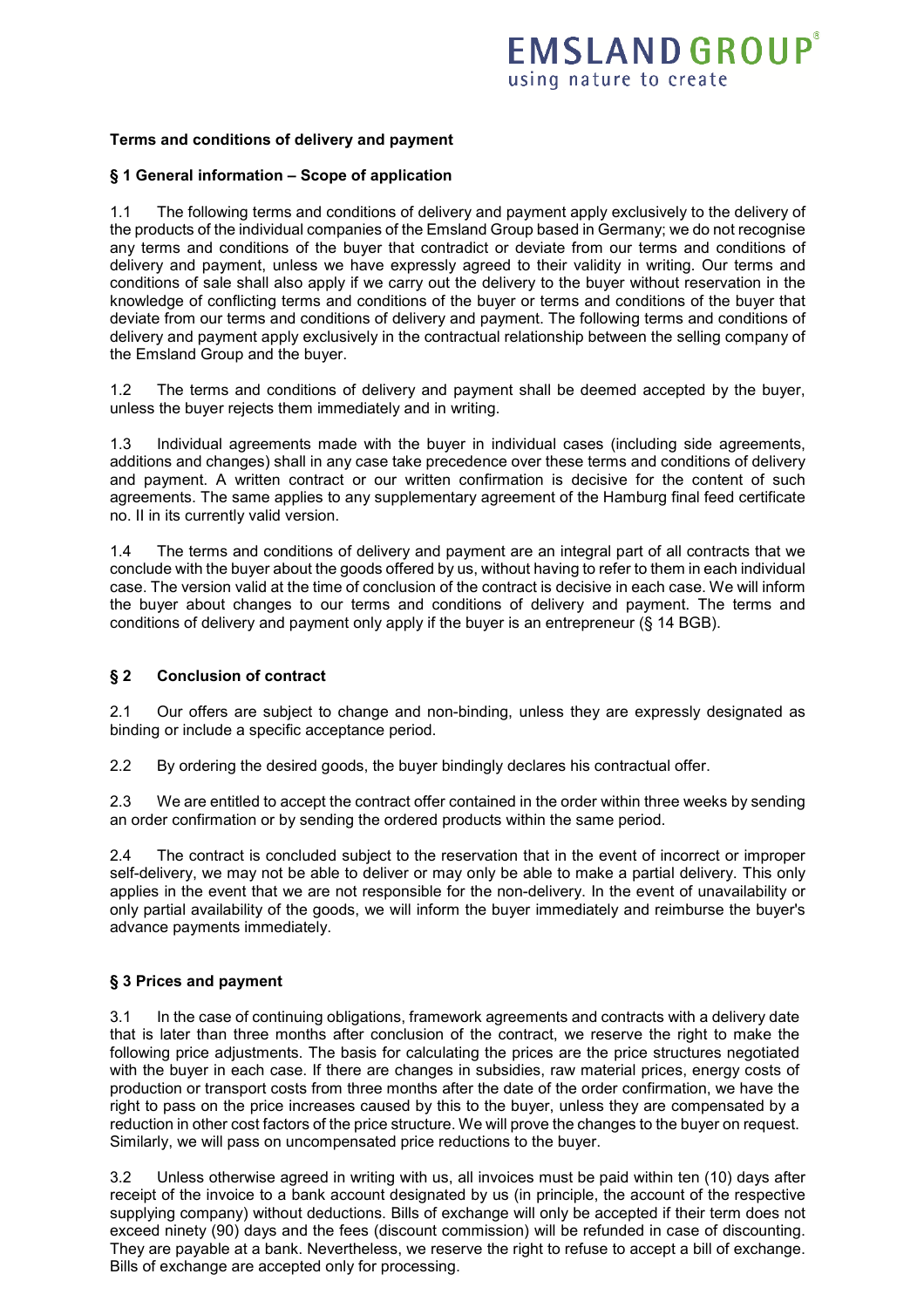EMSLAND GROUP®
using nature to create

**Terms and conditions of delivery and payment**

## § 1 General information – Scope of application

1.1 The following terms and conditions of delivery and payment apply exclusively to the delivery of the products of the individual companies of the Emsland Group based in Germany; we do not recognise any terms and conditions of the buyer that contradict or deviate from our terms and conditions of delivery and payment, unless we have expressly agreed to their validity in writing. Our terms and conditions of sale shall also apply if we carry out the delivery to the buyer without reservation in the knowledge of conflicting terms and conditions of the buyer or terms and conditions of the buyer that deviate from our terms and conditions of delivery and payment. The following terms and conditions of delivery and payment apply exclusively in the contractual relationship between the selling company of the Emsland Group and the buyer.

1.2 The terms and conditions of delivery and payment shall be deemed accepted by the buyer, unless the buyer rejects them immediately and in writing.

1.3 Individual agreements made with the buyer in individual cases (including side agreements, additions and changes) shall in any case take precedence over these terms and conditions of delivery and payment. A written contract or our written confirmation is decisive for the content of such agreements. The same applies to any supplementary agreement of the Hamburg final feed certificate no. II in its currently valid version.

1.4 The terms and conditions of delivery and payment are an integral part of all contracts that we conclude with the buyer about the goods offered by us, without having to refer to them in each individual case. The version valid at the time of conclusion of the contract is decisive in each case. We will inform the buyer about changes to our terms and conditions of delivery and payment. The terms and conditions of delivery and payment only apply if the buyer is an entrepreneur (§ 14 BGB).

## § 2 Conclusion of contract

2.1 Our offers are subject to change and non-binding, unless they are expressly designated as binding or include a specific acceptance period.

2.2 By ordering the desired goods, the buyer bindingly declares his contractual offer.

2.3 We are entitled to accept the contract offer contained in the order within three weeks by sending an order confirmation or by sending the ordered products within the same period.

2.4 The contract is concluded subject to the reservation that in the event of incorrect or improper self-delivery, we may not be able to deliver or may only be able to make a partial delivery. This only applies in the event that we are not responsible for the non-delivery. In the event of unavailability or only partial availability of the goods, we will inform the buyer immediately and reimburse the buyer's advance payments immediately.

## § 3 Prices and payment

3.1 In the case of continuing obligations, framework agreements and contracts with a delivery date that is later than three months after conclusion of the contract, we reserve the right to make the following price adjustments. The basis for calculating the prices are the price structures negotiated with the buyer in each case. If there are changes in subsidies, raw material prices, energy costs of production or transport costs from three months after the date of the order confirmation, we have the right to pass on the price increases caused by this to the buyer, unless they are compensated by a reduction in other cost factors of the price structure. We will prove the changes to the buyer on request. Similarly, we will pass on uncompensated price reductions to the buyer.

3.2 Unless otherwise agreed in writing with us, all invoices must be paid within ten (10) days after receipt of the invoice to a bank account designated by us (in principle, the account of the respective supplying company) without deductions. Bills of exchange will only be accepted if their term does not exceed ninety (90) days and the fees (discount commission) will be refunded in case of discounting. They are payable at a bank. Nevertheless, we reserve the right to refuse to accept a bill of exchange. Bills of exchange are accepted only for processing.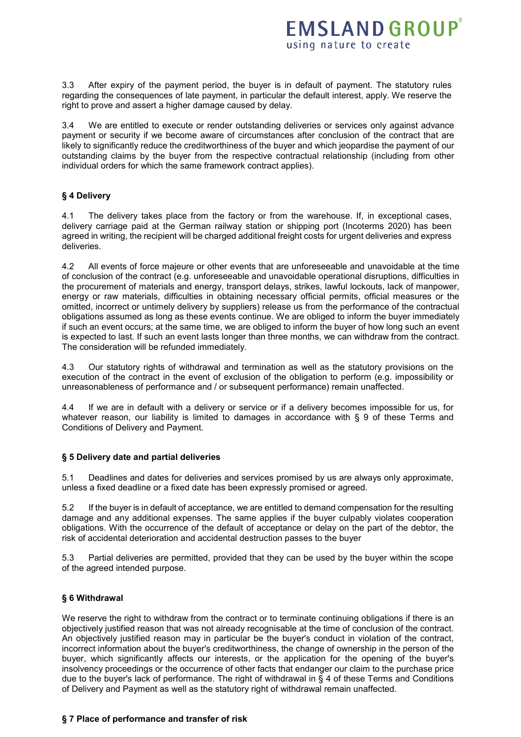3.3 After expiry of the payment period, the buyer is in default of payment. The statutory rules regarding the consequences of late payment, in particular the default interest, apply. We reserve the right to prove and assert a higher damage caused by delay.

3.4 We are entitled to execute or render outstanding deliveries or services only against advance payment or security if we become aware of circumstances after conclusion of the contract that are likely to significantly reduce the creditworthiness of the buyer and which jeopardise the payment of our outstanding claims by the buyer from the respective contractual relationship (including from other individual orders for which the same framework contract applies).

## § 4 Delivery

4.1 The delivery takes place from the factory or from the warehouse. If, in exceptional cases, delivery carriage paid at the German railway station or shipping port (Incoterms 2020) has been agreed in writing, the recipient will be charged additional freight costs for urgent deliveries and express deliveries.

4.2 All events of force majeure or other events that are unforeseeable and unavoidable at the time of conclusion of the contract (e.g. unforeseeable and unavoidable operational disruptions, difficulties in the procurement of materials and energy, transport delays, strikes, lawful lockouts, lack of manpower, energy or raw materials, difficulties in obtaining necessary official permits, official measures or the omitted, incorrect or untimely delivery by suppliers) release us from the performance of the contractual obligations assumed as long as these events continue. We are obliged to inform the buyer immediately if such an event occurs; at the same time, we are obliged to inform the buyer of how long such an event is expected to last. If such an event lasts longer than three months, we can withdraw from the contract. The consideration will be refunded immediately.

4.3 Our statutory rights of withdrawal and termination as well as the statutory provisions on the execution of the contract in the event of exclusion of the obligation to perform (e.g. impossibility or unreasonableness of performance and / or subsequent performance) remain unaffected.

4.4 If we are in default with a delivery or service or if a delivery becomes impossible for us, for whatever reason, our liability is limited to damages in accordance with § 9 of these Terms and Conditions of Delivery and Payment.

## § 5 Delivery date and partial deliveries

5.1 Deadlines and dates for deliveries and services promised by us are always only approximate, unless a fixed deadline or a fixed date has been expressly promised or agreed.

5.2 If the buyer is in default of acceptance, we are entitled to demand compensation for the resulting damage and any additional expenses. The same applies if the buyer culpably violates cooperation obligations. With the occurrence of the default of acceptance or delay on the part of the debtor, the risk of accidental deterioration and accidental destruction passes to the buyer

5.3 Partial deliveries are permitted, provided that they can be used by the buyer within the scope of the agreed intended purpose.

## § 6 Withdrawal

We reserve the right to withdraw from the contract or to terminate continuing obligations if there is an objectively justified reason that was not already recognisable at the time of conclusion of the contract. An objectively justified reason may in particular be the buyer's conduct in violation of the contract, incorrect information about the buyer's creditworthiness, the change of ownership in the person of the buyer, which significantly affects our interests, or the application for the opening of the buyer's insolvency proceedings or the occurrence of other facts that endanger our claim to the purchase price due to the buyer's lack of performance. The right of withdrawal in § 4 of these Terms and Conditions of Delivery and Payment as well as the statutory right of withdrawal remain unaffected.

## § 7 Place of performance and transfer of risk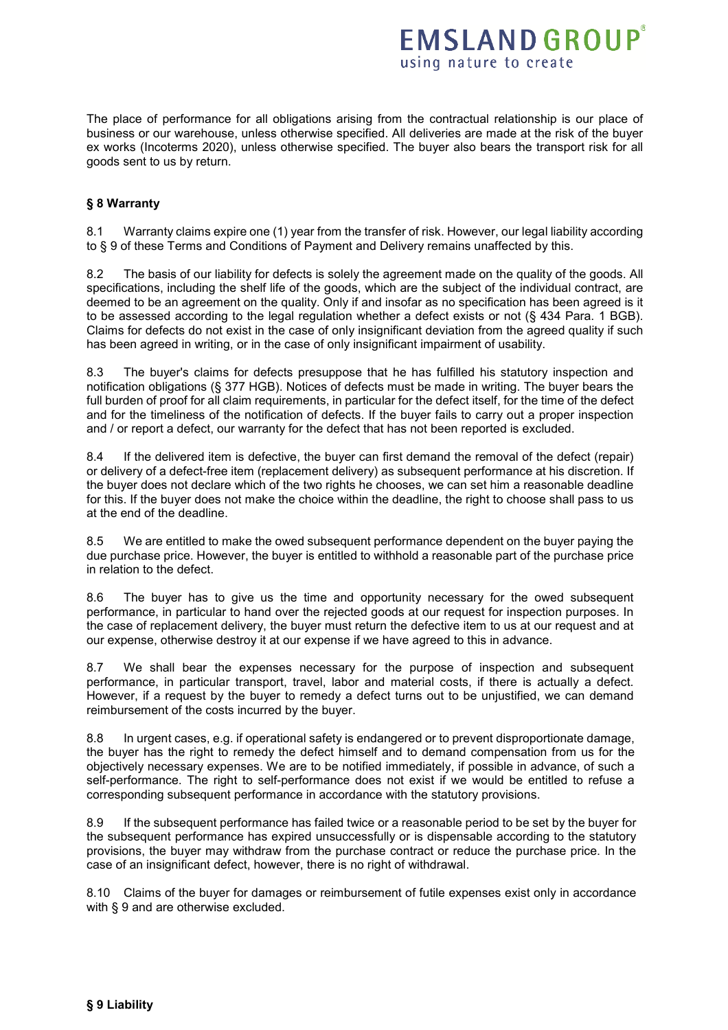The place of performance for all obligations arising from the contractual relationship is our place of business or our warehouse, unless otherwise specified. All deliveries are made at the risk of the buyer ex works (Incoterms 2020), unless otherwise specified. The buyer also bears the transport risk for all goods sent to us by return.

### § 8 Warranty

8.1 Warranty claims expire one (1) year from the transfer of risk. However, our legal liability according to § 9 of these Terms and Conditions of Payment and Delivery remains unaffected by this.

8.2 The basis of our liability for defects is solely the agreement made on the quality of the goods. All specifications, including the shelf life of the goods, which are the subject of the individual contract, are deemed to be an agreement on the quality. Only if and insofar as no specification has been agreed is it to be assessed according to the legal regulation whether a defect exists or not (§ 434 Para. 1 BGB). Claims for defects do not exist in the case of only insignificant deviation from the agreed quality if such has been agreed in writing, or in the case of only insignificant impairment of usability.

8.3 The buyer's claims for defects presuppose that he has fulfilled his statutory inspection and notification obligations (§ 377 HGB). Notices of defects must be made in writing. The buyer bears the full burden of proof for all claim requirements, in particular for the defect itself, for the time of the defect and for the timeliness of the notification of defects. If the buyer fails to carry out a proper inspection and / or report a defect, our warranty for the defect that has not been reported is excluded.

8.4 If the delivered item is defective, the buyer can first demand the removal of the defect (repair) or delivery of a defect-free item (replacement delivery) as subsequent performance at his discretion. If the buyer does not declare which of the two rights he chooses, we can set him a reasonable deadline for this. If the buyer does not make the choice within the deadline, the right to choose shall pass to us at the end of the deadline.

8.5 We are entitled to make the owed subsequent performance dependent on the buyer paying the due purchase price. However, the buyer is entitled to withhold a reasonable part of the purchase price in relation to the defect.

8.6 The buyer has to give us the time and opportunity necessary for the owed subsequent performance, in particular to hand over the rejected goods at our request for inspection purposes. In the case of replacement delivery, the buyer must return the defective item to us at our request and at our expense, otherwise destroy it at our expense if we have agreed to this in advance.

8.7 We shall bear the expenses necessary for the purpose of inspection and subsequent performance, in particular transport, travel, labor and material costs, if there is actually a defect. However, if a request by the buyer to remedy a defect turns out to be unjustified, we can demand reimbursement of the costs incurred by the buyer.

8.8 In urgent cases, e.g. if operational safety is endangered or to prevent disproportionate damage, the buyer has the right to remedy the defect himself and to demand compensation from us for the objectively necessary expenses. We are to be notified immediately, if possible in advance, of such a self-performance. The right to self-performance does not exist if we would be entitled to refuse a corresponding subsequent performance in accordance with the statutory provisions.

8.9 If the subsequent performance has failed twice or a reasonable period to be set by the buyer for the subsequent performance has expired unsuccessfully or is dispensable according to the statutory provisions, the buyer may withdraw from the purchase contract or reduce the purchase price. In the case of an insignificant defect, however, there is no right of withdrawal.

8.10 Claims of the buyer for damages or reimbursement of futile expenses exist only in accordance with § 9 and are otherwise excluded.

### § 9 Liability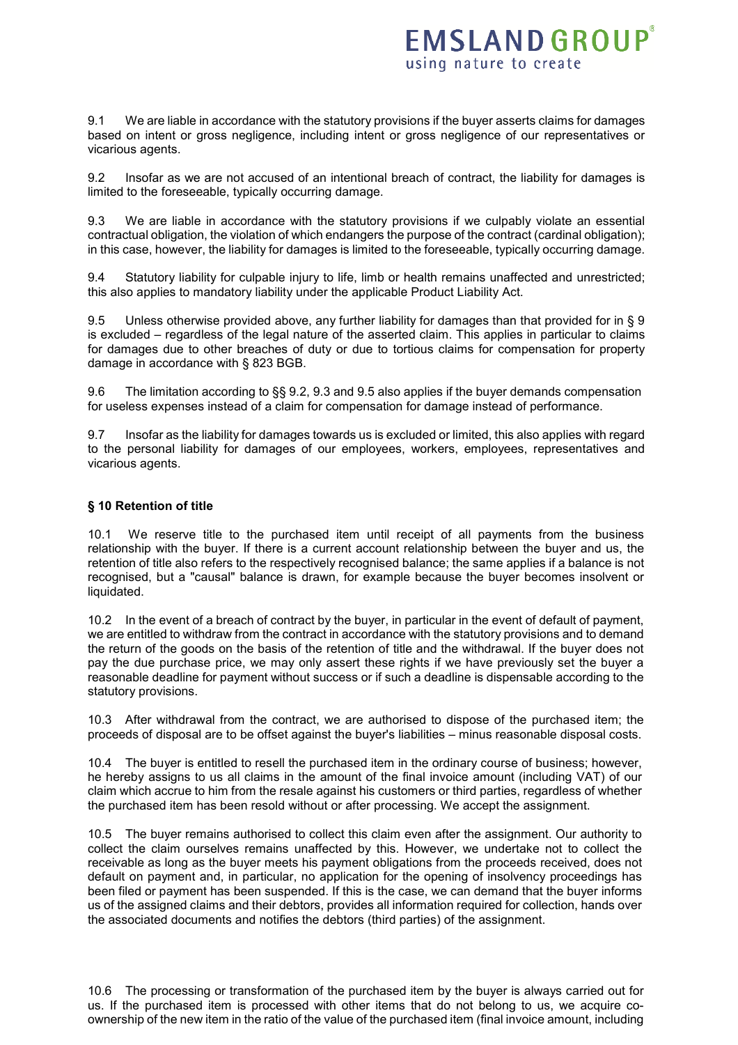9.1 We are liable in accordance with the statutory provisions if the buyer asserts claims for damages based on intent or gross negligence, including intent or gross negligence of our representatives or vicarious agents.

9.2 Insofar as we are not accused of an intentional breach of contract, the liability for damages is limited to the foreseeable, typically occurring damage.

9.3 We are liable in accordance with the statutory provisions if we culpably violate an essential contractual obligation, the violation of which endangers the purpose of the contract (cardinal obligation); in this case, however, the liability for damages is limited to the foreseeable, typically occurring damage.

9.4 Statutory liability for culpable injury to life, limb or health remains unaffected and unrestricted; this also applies to mandatory liability under the applicable Product Liability Act.

9.5 Unless otherwise provided above, any further liability for damages than that provided for in § 9 is excluded – regardless of the legal nature of the asserted claim. This applies in particular to claims for damages due to other breaches of duty or due to tortious claims for compensation for property damage in accordance with § 823 BGB.

9.6 The limitation according to §§ 9.2, 9.3 and 9.5 also applies if the buyer demands compensation for useless expenses instead of a claim for compensation for damage instead of performance.

9.7 Insofar as the liability for damages towards us is excluded or limited, this also applies with regard to the personal liability for damages of our employees, workers, employees, representatives and vicarious agents.

### § 10 Retention of title

10.1 We reserve title to the purchased item until receipt of all payments from the business relationship with the buyer. If there is a current account relationship between the buyer and us, the retention of title also refers to the respectively recognised balance; the same applies if a balance is not recognised, but a "causal" balance is drawn, for example because the buyer becomes insolvent or liquidated.

10.2 In the event of a breach of contract by the buyer, in particular in the event of default of payment, we are entitled to withdraw from the contract in accordance with the statutory provisions and to demand the return of the goods on the basis of the retention of title and the withdrawal. If the buyer does not pay the due purchase price, we may only assert these rights if we have previously set the buyer a reasonable deadline for payment without success or if such a deadline is dispensable according to the statutory provisions.

10.3 After withdrawal from the contract, we are authorised to dispose of the purchased item; the proceeds of disposal are to be offset against the buyer's liabilities – minus reasonable disposal costs.

10.4 The buyer is entitled to resell the purchased item in the ordinary course of business; however, he hereby assigns to us all claims in the amount of the final invoice amount (including VAT) of our claim which accrue to him from the resale against his customers or third parties, regardless of whether the purchased item has been resold without or after processing. We accept the assignment.

10.5 The buyer remains authorised to collect this claim even after the assignment. Our authority to collect the claim ourselves remains unaffected by this. However, we undertake not to collect the receivable as long as the buyer meets his payment obligations from the proceeds received, does not default on payment and, in particular, no application for the opening of insolvency proceedings has been filed or payment has been suspended. If this is the case, we can demand that the buyer informs us of the assigned claims and their debtors, provides all information required for collection, hands over the associated documents and notifies the debtors (third parties) of the assignment.

10.6 The processing or transformation of the purchased item by the buyer is always carried out for us. If the purchased item is processed with other items that do not belong to us, we acquire co-ownership of the new item in the ratio of the value of the purchased item (final invoice amount, including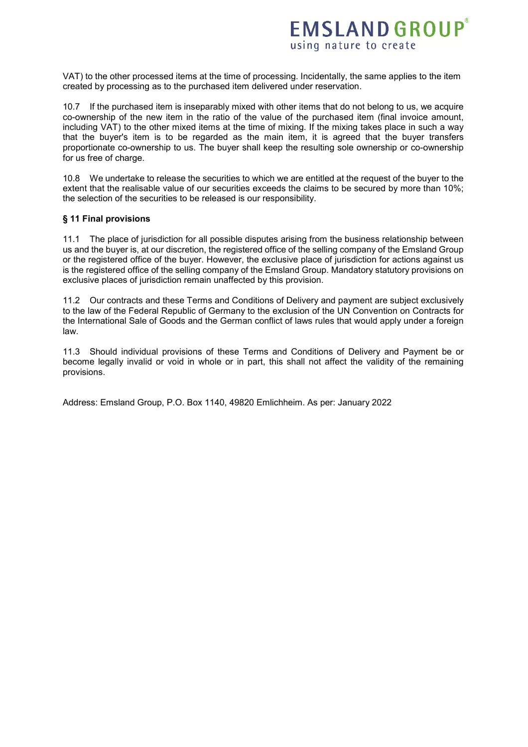VAT) to the other processed items at the time of processing. Incidentally, the same applies to the item created by processing as to the purchased item delivered under reservation.

10.7 If the purchased item is inseparably mixed with other items that do not belong to us, we acquire co-ownership of the new item in the ratio of the value of the purchased item (final invoice amount, including VAT) to the other mixed items at the time of mixing. If the mixing takes place in such a way that the buyer's item is to be regarded as the main item, it is agreed that the buyer transfers proportionate co-ownership to us. The buyer shall keep the resulting sole ownership or co-ownership for us free of charge.

10.8 We undertake to release the securities to which we are entitled at the request of the buyer to the extent that the realisable value of our securities exceeds the claims to be secured by more than 10%; the selection of the securities to be released is our responsibility.

**§ 11 Final provisions**

11.1 The place of jurisdiction for all possible disputes arising from the business relationship between us and the buyer is, at our discretion, the registered office of the selling company of the Emsland Group or the registered office of the buyer. However, the exclusive place of jurisdiction for actions against us is the registered office of the selling company of the Emsland Group. Mandatory statutory provisions on exclusive places of jurisdiction remain unaffected by this provision.

11.2 Our contracts and these Terms and Conditions of Delivery and payment are subject exclusively to the law of the Federal Republic of Germany to the exclusion of the UN Convention on Contracts for the International Sale of Goods and the German conflict of laws rules that would apply under a foreign law.

11.3 Should individual provisions of these Terms and Conditions of Delivery and Payment be or become legally invalid or void in whole or in part, this shall not affect the validity of the remaining provisions.

Address: Emsland Group, P.O. Box 1140, 49820 Emlichheim. As per: January 2022